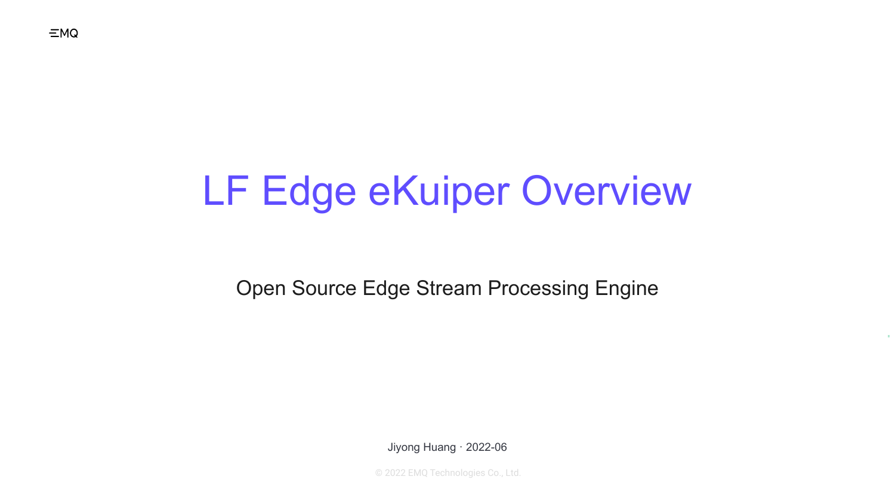EMQ

# LF Edge eKuiper Overview

Open Source Edge Stream Processing Engine

Jiyong Huang · 2022-06

© 2022 EMQ Technologies Co., Ltd.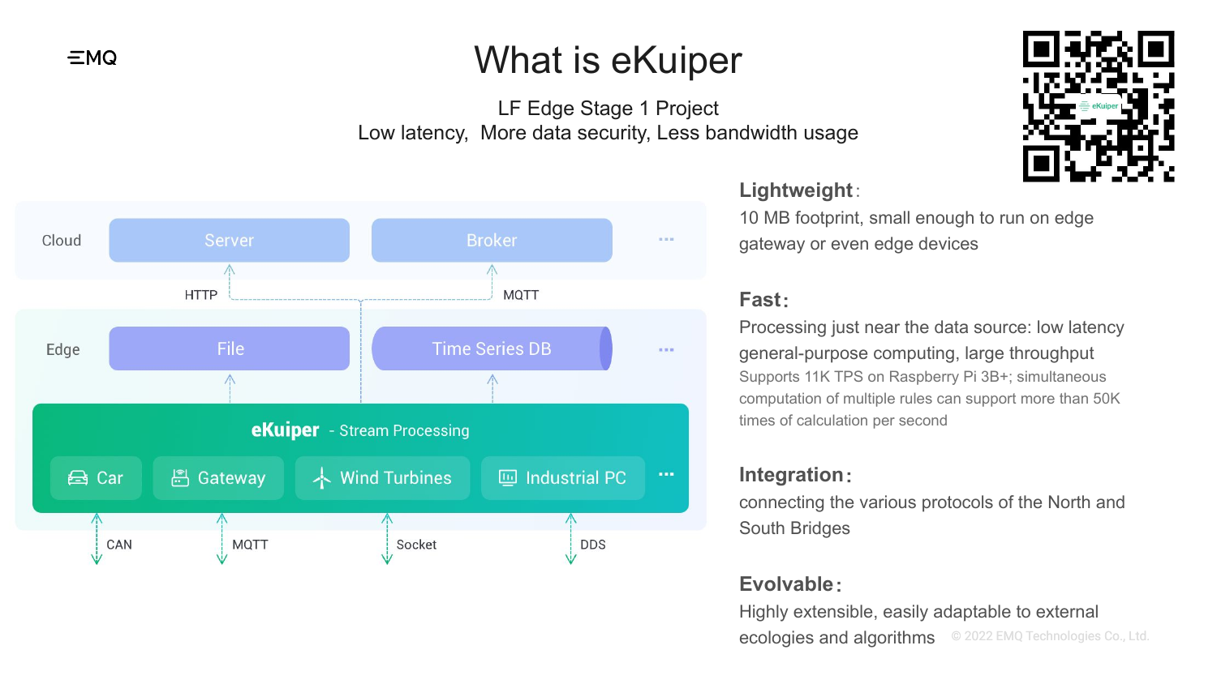# What is eKuiper

LF Edge Stage 1 Project

Low latency, More data security, Less bandwidth usage

Cloud

Server

Broker

...

HTTP

MQTT

Edge

File

Time Series DB

...

eKuiper - Stream Processing

Car

Gateway

Wind Turbines

Industrial PC

...

CAN

MQTT

Socket

DDS

**Lightweight**:

10 MB footprint, small enough to run on edge gateway or even edge devices

**Fast**:

Processing just near the data source: low latency general-purpose computing, large throughput

Supports 11K TPS on Raspberry Pi 3B+; simultaneous computation of multiple rules can support more than 50K times of calculation per second

**Integration**:

connecting the various protocols of the North and South Bridges

**Evolvable**:

Highly extensible, easily adaptable to external ecologies and algorithms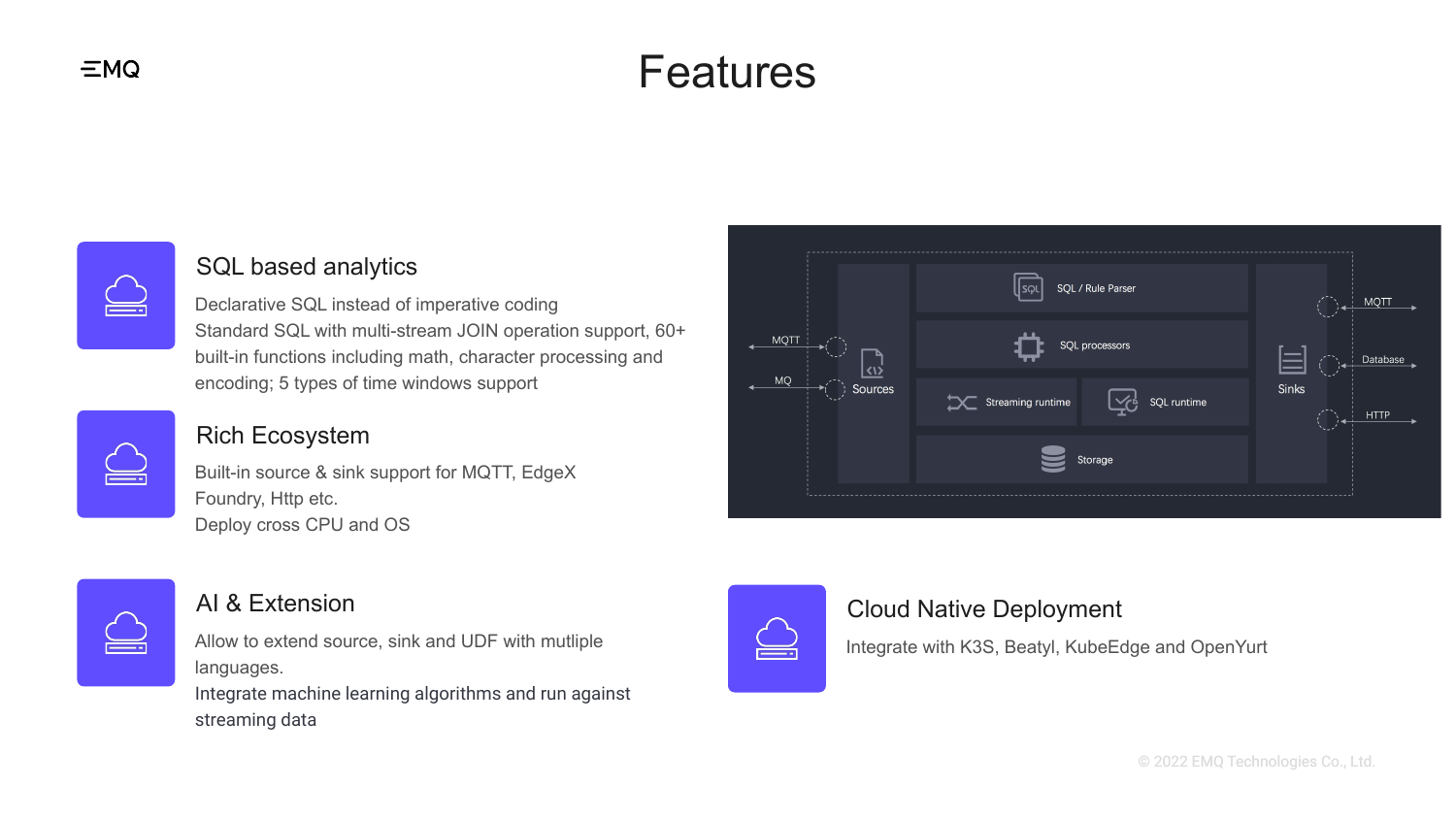# Features

## SQL based analytics

Declarative SQL instead of imperative coding
Standard SQL with multi-stream JOIN operation support, 60+ built-in functions including math, character processing and encoding; 5 types of time windows support

## Rich Ecosystem

Built-in source & sink support for MQTT, EdgeX Foundry, Http etc.
Deploy cross CPU and OS

## AI & Extension

Allow to extend source, sink and UDF with mutliple languages.
Integrate machine learning algorithms and run against streaming data

MQTT
MQ
Sources
SQL / Rule Parser
SQL processors
Streaming runtime
SQL runtime
Storage
Sinks
MQTT
Database
HTTP

## Cloud Native Deployment

Integrate with K3S, Beatyl, KubeEdge and OpenYurt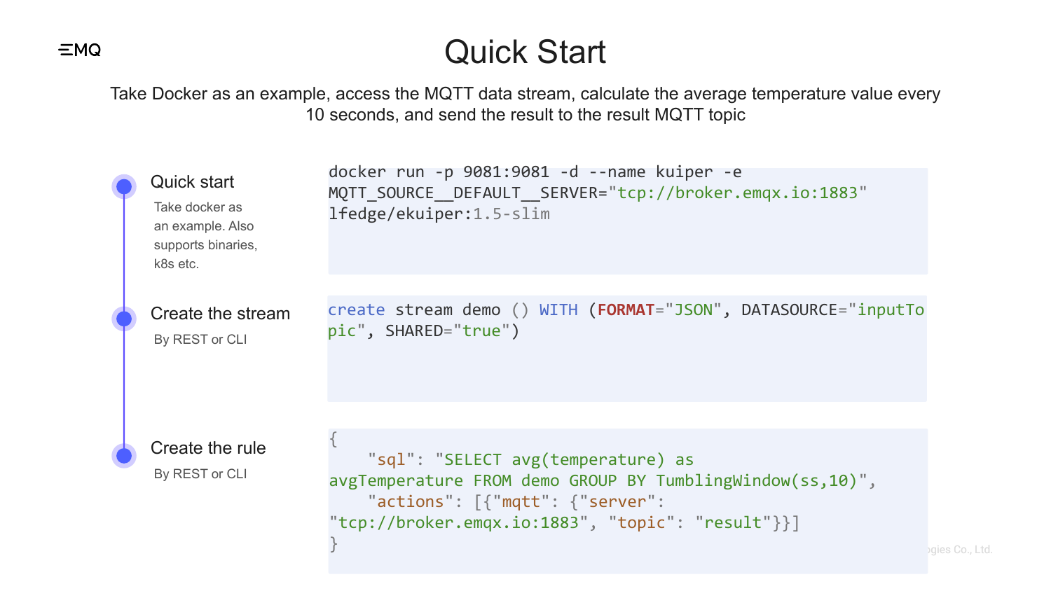# Quick Start

Take Docker as an example, access the MQTT data stream, calculate the average temperature value every 10 seconds, and send the result to the result MQTT topic

### Quick start

Take docker as an example. Also supports binaries, k8s etc.

```
docker run -p 9081:9081 -d --name kuiper -e
MQTT_SOURCE__DEFAULT__SERVER="tcp://broker.emqx.io:1883"
lfedge/ekuiper:1.5-slim
```

### Create the stream

By REST or CLI

```
create stream demo () WITH (FORMAT="JSON", DATASOURCE="inputTopic", SHARED="true")
```

### Create the rule

By REST or CLI

```
{
    "sql": "SELECT avg(temperature) as
avgTemperature FROM demo GROUP BY TumblingWindow(ss,10)",
    "actions": [{"mqtt": {"server":
"tcp://broker.emqx.io:1883", "topic": "result"}}]
}
```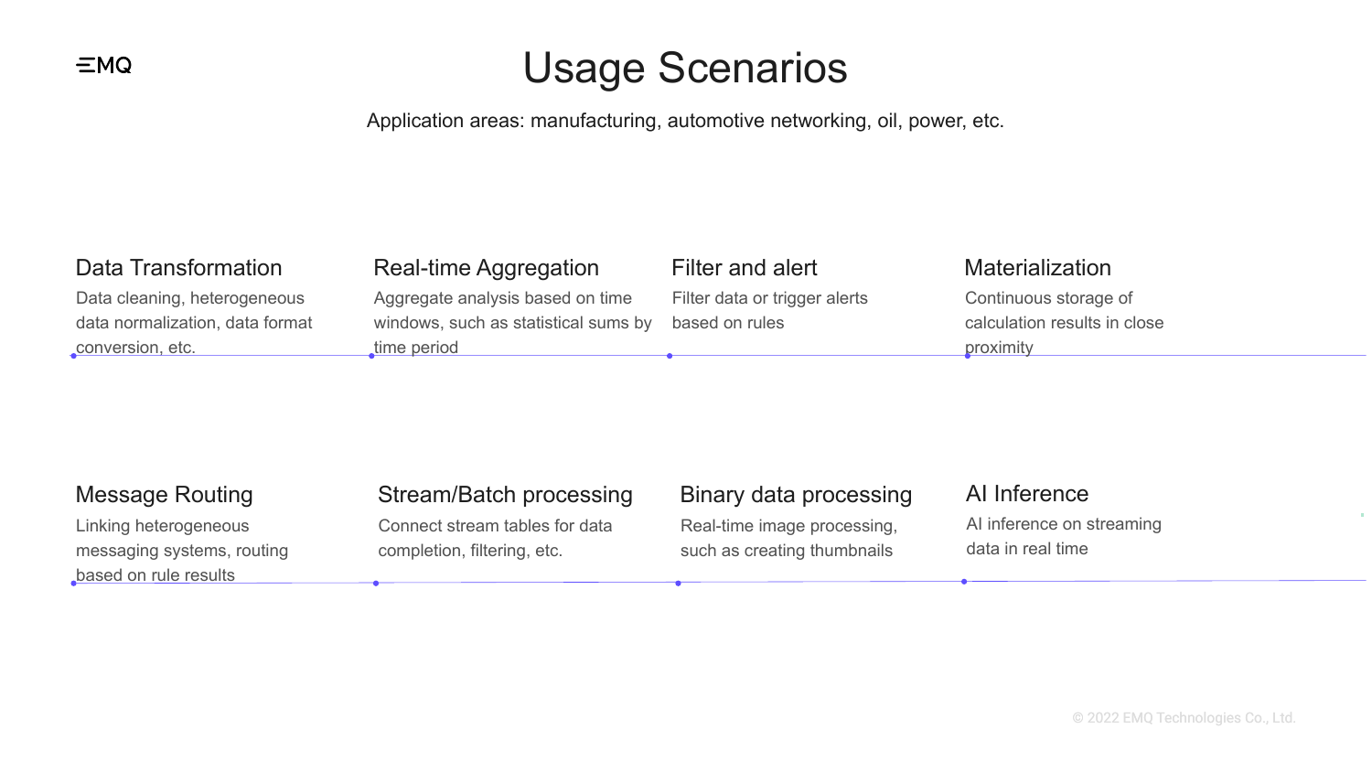# Usage Scenarios

Application areas: manufacturing, automotive networking, oil, power, etc.

### Data Transformation

Data cleaning, heterogeneous data normalization, data format conversion, etc.

### Real-time Aggregation

Aggregate analysis based on time windows, such as statistical sums by time period

### Filter and alert

Filter data or trigger alerts based on rules

### Materialization

Continuous storage of calculation results in close proximity

### Message Routing

Linking heterogeneous messaging systems, routing based on rule results

### Stream/Batch processing

Connect stream tables for data completion, filtering, etc.

### Binary data processing

Real-time image processing, such as creating thumbnails

### AI Inference

AI inference on streaming data in real time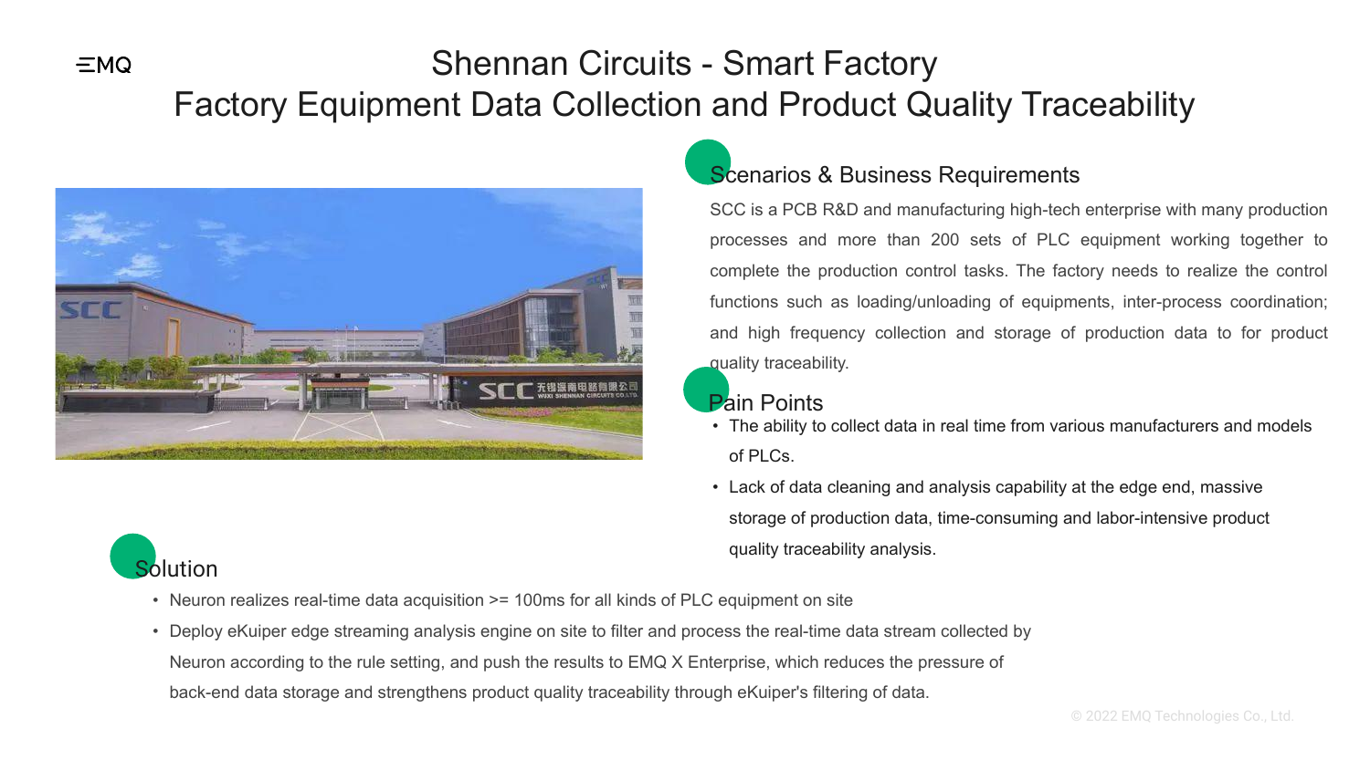# Shennan Circuits - Smart Factory
# Factory Equipment Data Collection and Product Quality Traceability

## Scenarios & Business Requirements

SCC is a PCB R&D and manufacturing high-tech enterprise with many production processes and more than 200 sets of PLC equipment working together to complete the production control tasks. The factory needs to realize the control functions such as loading/unloading of equipments, inter-process coordination; and high frequency collection and storage of production data to for product quality traceability.

## Pain Points

- The ability to collect data in real time from various manufacturers and models of PLCs.
- Lack of data cleaning and analysis capability at the edge end, massive storage of production data, time-consuming and labor-intensive product quality traceability analysis.

## Solution

- Neuron realizes real-time data acquisition >= 100ms for all kinds of PLC equipment on site
- Deploy eKuiper edge streaming analysis engine on site to filter and process the real-time data stream collected by Neuron according to the rule setting, and push the results to EMQ X Enterprise, which reduces the pressure of back-end data storage and strengthens product quality traceability through eKuiper's filtering of data.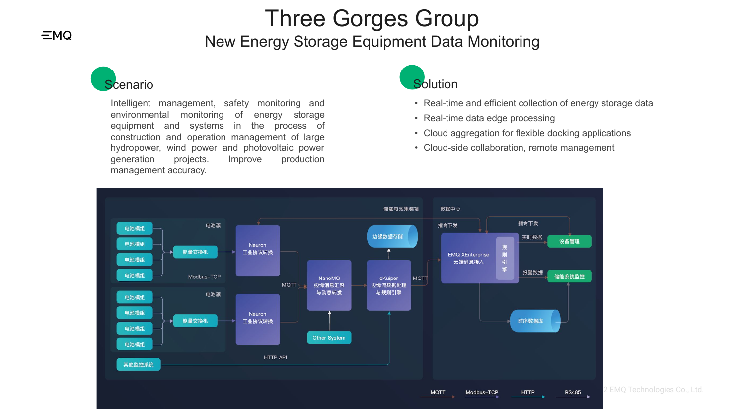# Three Gorges Group

## New Energy Storage Equipment Data Monitoring

### Scenario

Intelligent management, safety monitoring and environmental monitoring of energy storage equipment and systems in the process of construction and operation management of large hydropower, wind power and photovoltaic power generation projects. Improve production management accuracy.

### Solution

- Real-time and efficient collection of energy storage data
- Real-time data edge processing
- Cloud aggregation for flexible docking applications
- Cloud-side collaboration, remote management

储能电池集装箱

电池簇

电池模组
电池模组
电池模组
电池模组

能量交换机

Modbus-TCP

Neuron
工业协议转换

电池簇

电池模组
电池模组
电池模组
电池模组

能量交换机

Neuron
工业协议转换

其他监控系统

HTTP API

MQTT

NanoMQ
边缘消息汇聚
与消息转发

Other System

边缘数据存储

eKuiper
边缘流数据处理
与规则引擎

MQTT

数据中心

指令下发

指令下发

EMQ XEnterprise
云端消息接入

规则引擎

实时数据

设备管理

报警数据

储能系统监控

时序数据库

MQTT
Modbus-TCP
HTTP
RS485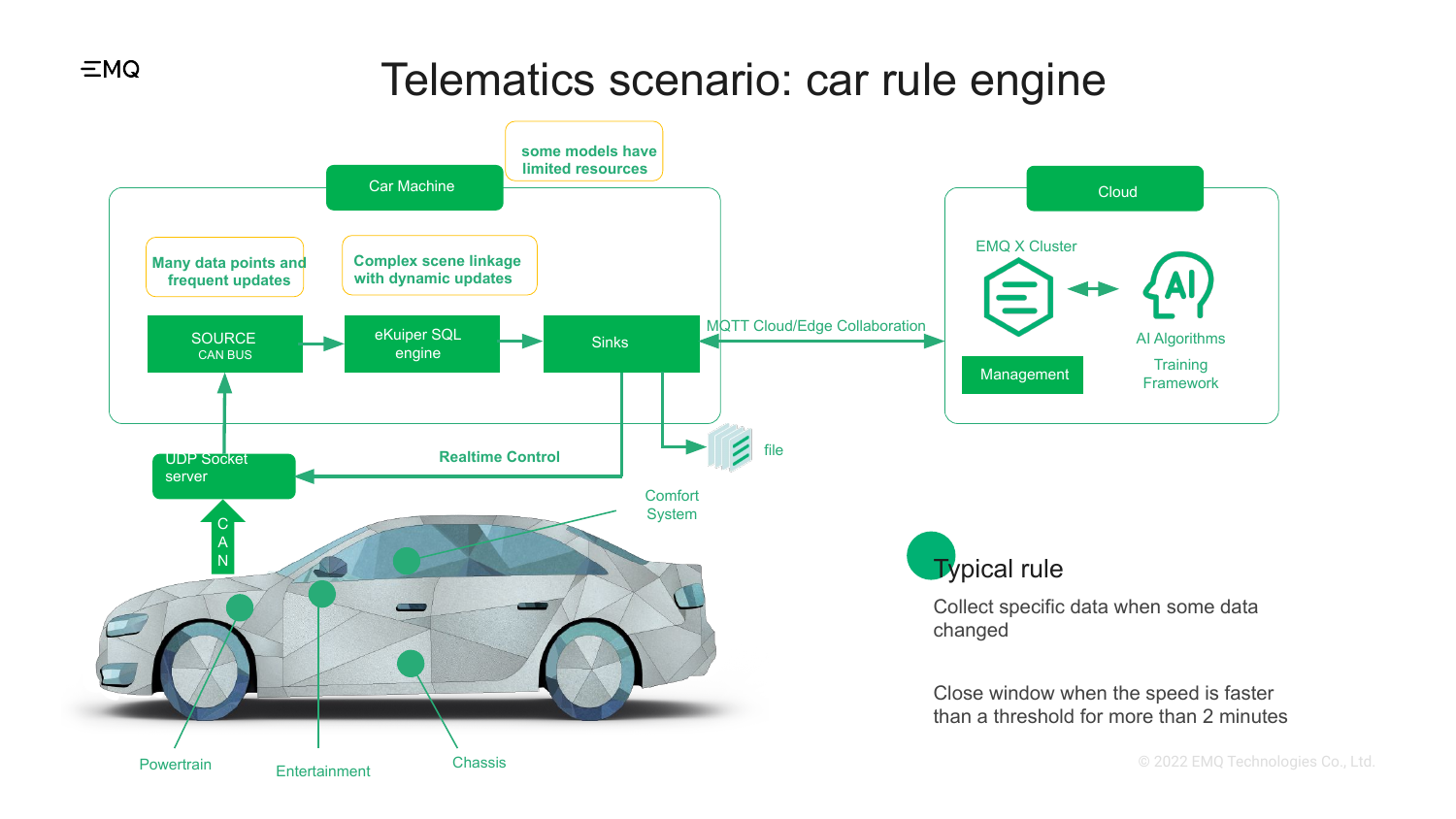# Telematics scenario: car rule engine

some models have limited resources

Car Machine

Many data points and frequent updates

Complex scene linkage with dynamic updates

SOURCE
CAN BUS

eKuiper SQL engine

Sinks

MQTT Cloud/Edge Collaboration

file

Realtime Control

UDP Socket server

C
A
N

Comfort System

Powertrain

Entertainment

Chassis

Cloud

EMQ X Cluster

AI Algorithms

Training Framework

Management

## Typical rule

Collect specific data when some data changed

Close window when the speed is faster than a threshold for more than 2 minutes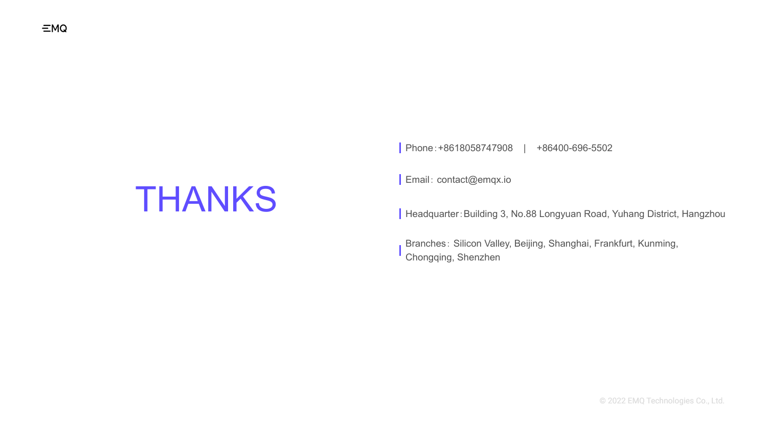EMQ

# THANKS

Phone：+8618058747908 | +86400-696-5502

Email：contact@emqx.io

Headquarter：Building 3, No.88 Longyuan Road, Yuhang District, Hangzhou

Branches：Silicon Valley, Beijing, Shanghai, Frankfurt, Kunming, Chongqing, Shenzhen

© 2022 EMQ Technologies Co., Ltd.